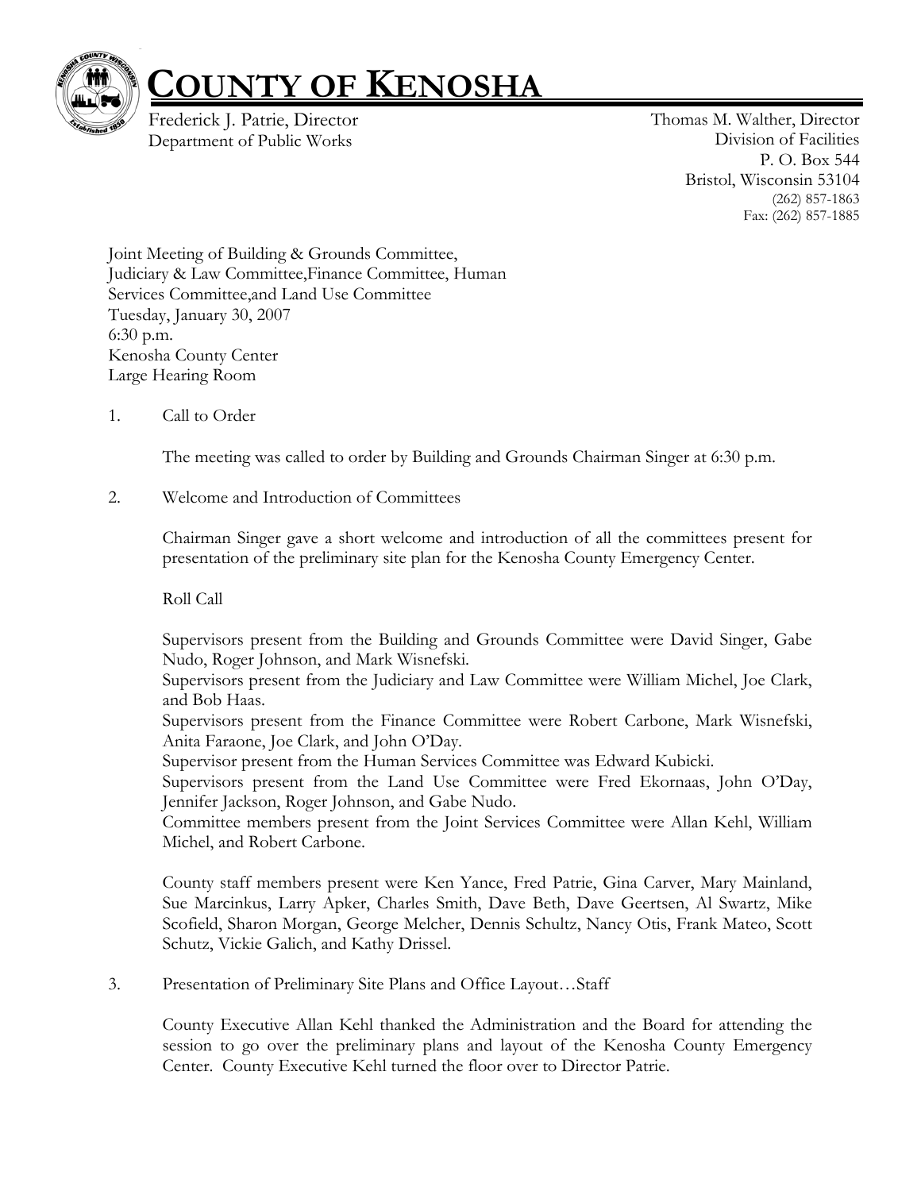# COUNTY OF KENOSHA

Frederick J. Patrie, Director
Department of Public Works

Thomas M. Walther, Director
Division of Facilities
P. O. Box 544
Bristol, Wisconsin 53104
(262) 857-1863
Fax: (262) 857-1885

Joint Meeting of Building & Grounds Committee,
Judiciary & Law Committee,Finance Committee, Human
Services Committee,and Land Use Committee
Tuesday, January 30, 2007
6:30 p.m.
Kenosha County Center
Large Hearing Room

1. Call to Order

   The meeting was called to order by Building and Grounds Chairman Singer at 6:30 p.m.

2. Welcome and Introduction of Committees

   Chairman Singer gave a short welcome and introduction of all the committees present for presentation of the preliminary site plan for the Kenosha County Emergency Center.

   Roll Call

   Supervisors present from the Building and Grounds Committee were David Singer, Gabe Nudo, Roger Johnson, and Mark Wisnefski.
   Supervisors present from the Judiciary and Law Committee were William Michel, Joe Clark, and Bob Haas.
   Supervisors present from the Finance Committee were Robert Carbone, Mark Wisnefski, Anita Faraone, Joe Clark, and John O'Day.
   Supervisor present from the Human Services Committee was Edward Kubicki.
   Supervisors present from the Land Use Committee were Fred Ekornaas, John O'Day, Jennifer Jackson, Roger Johnson, and Gabe Nudo.
   Committee members present from the Joint Services Committee were Allan Kehl, William Michel, and Robert Carbone.

   County staff members present were Ken Yance, Fred Patrie, Gina Carver, Mary Mainland, Sue Marcinkus, Larry Apker, Charles Smith, Dave Beth, Dave Geertsen, Al Swartz, Mike Scofield, Sharon Morgan, George Melcher, Dennis Schultz, Nancy Otis, Frank Mateo, Scott Schutz, Vickie Galich, and Kathy Drissel.

3. Presentation of Preliminary Site Plans and Office Layout…Staff

   County Executive Allan Kehl thanked the Administration and the Board for attending the session to go over the preliminary plans and layout of the Kenosha County Emergency Center. County Executive Kehl turned the floor over to Director Patrie.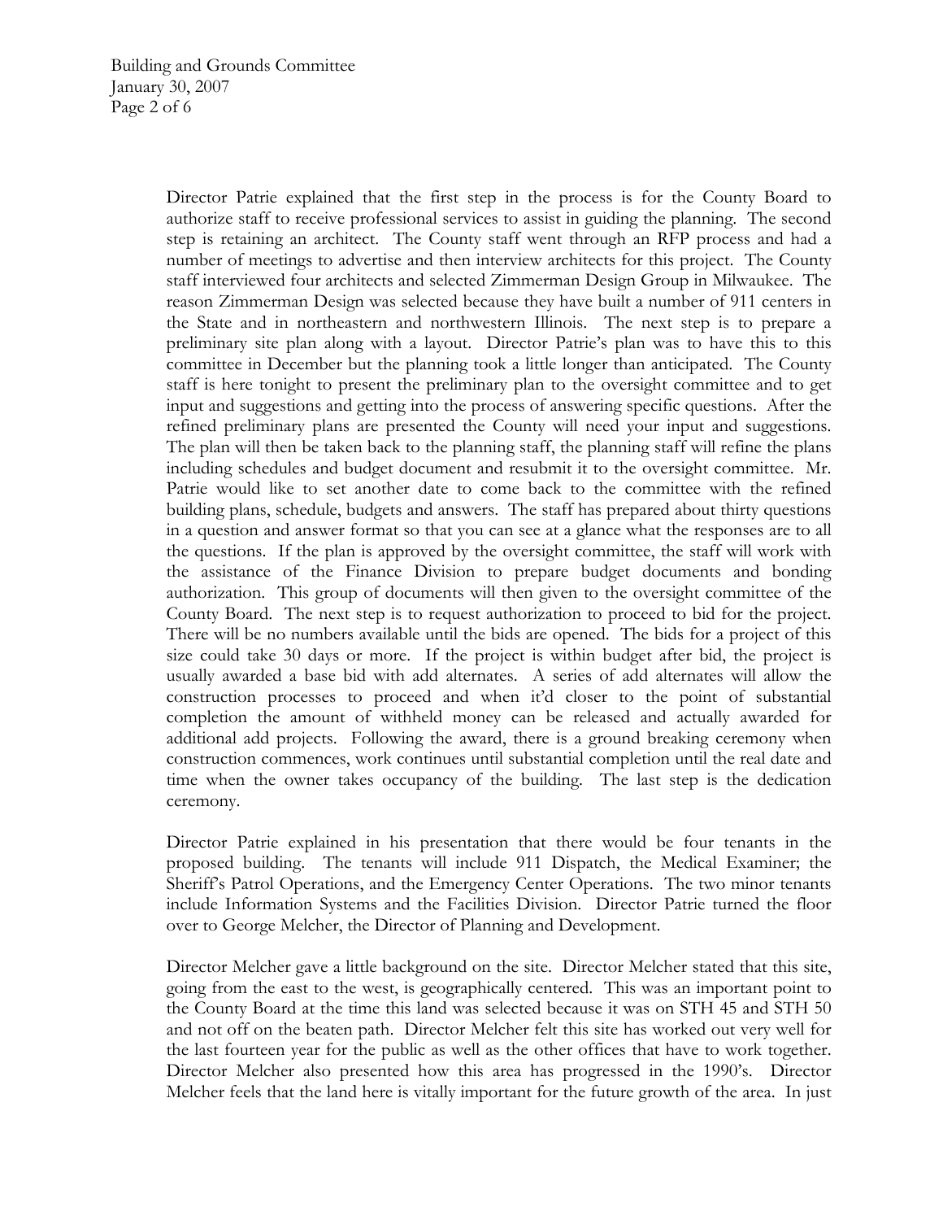Director Patrie explained that the first step in the process is for the County Board to authorize staff to receive professional services to assist in guiding the planning. The second step is retaining an architect. The County staff went through an RFP process and had a number of meetings to advertise and then interview architects for this project. The County staff interviewed four architects and selected Zimmerman Design Group in Milwaukee. The reason Zimmerman Design was selected because they have built a number of 911 centers in the State and in northeastern and northwestern Illinois. The next step is to prepare a preliminary site plan along with a layout. Director Patrie's plan was to have this to this committee in December but the planning took a little longer than anticipated. The County staff is here tonight to present the preliminary plan to the oversight committee and to get input and suggestions and getting into the process of answering specific questions. After the refined preliminary plans are presented the County will need your input and suggestions. The plan will then be taken back to the planning staff, the planning staff will refine the plans including schedules and budget document and resubmit it to the oversight committee. Mr. Patrie would like to set another date to come back to the committee with the refined building plans, schedule, budgets and answers. The staff has prepared about thirty questions in a question and answer format so that you can see at a glance what the responses are to all the questions. If the plan is approved by the oversight committee, the staff will work with the assistance of the Finance Division to prepare budget documents and bonding authorization. This group of documents will then given to the oversight committee of the County Board. The next step is to request authorization to proceed to bid for the project. There will be no numbers available until the bids are opened. The bids for a project of this size could take 30 days or more. If the project is within budget after bid, the project is usually awarded a base bid with add alternates. A series of add alternates will allow the construction processes to proceed and when it'd closer to the point of substantial completion the amount of withheld money can be released and actually awarded for additional add projects. Following the award, there is a ground breaking ceremony when construction commences, work continues until substantial completion until the real date and time when the owner takes occupancy of the building. The last step is the dedication ceremony.

Director Patrie explained in his presentation that there would be four tenants in the proposed building. The tenants will include 911 Dispatch, the Medical Examiner; the Sheriff's Patrol Operations, and the Emergency Center Operations. The two minor tenants include Information Systems and the Facilities Division. Director Patrie turned the floor over to George Melcher, the Director of Planning and Development.

Director Melcher gave a little background on the site. Director Melcher stated that this site, going from the east to the west, is geographically centered. This was an important point to the County Board at the time this land was selected because it was on STH 45 and STH 50 and not off on the beaten path. Director Melcher felt this site has worked out very well for the last fourteen year for the public as well as the other offices that have to work together. Director Melcher also presented how this area has progressed in the 1990's. Director Melcher feels that the land here is vitally important for the future growth of the area. In just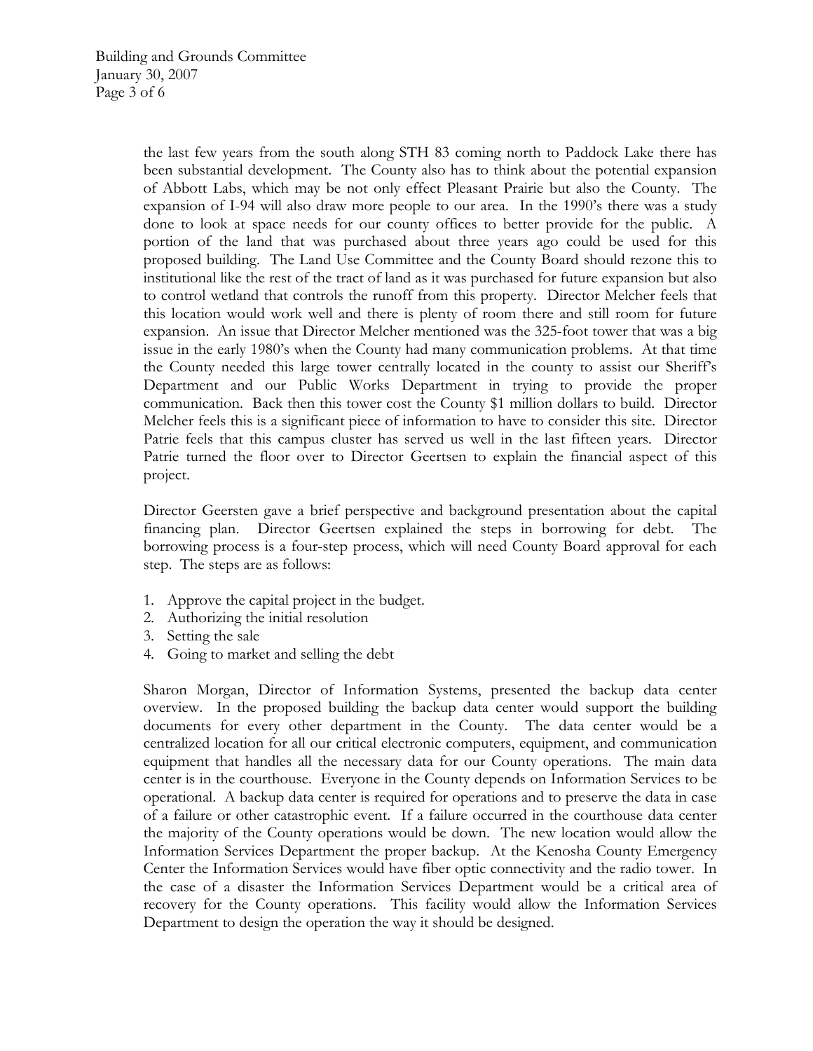the last few years from the south along STH 83 coming north to Paddock Lake there has been substantial development. The County also has to think about the potential expansion of Abbott Labs, which may be not only effect Pleasant Prairie but also the County. The expansion of I-94 will also draw more people to our area. In the 1990's there was a study done to look at space needs for our county offices to better provide for the public. A portion of the land that was purchased about three years ago could be used for this proposed building. The Land Use Committee and the County Board should rezone this to institutional like the rest of the tract of land as it was purchased for future expansion but also to control wetland that controls the runoff from this property. Director Melcher feels that this location would work well and there is plenty of room there and still room for future expansion. An issue that Director Melcher mentioned was the 325-foot tower that was a big issue in the early 1980's when the County had many communication problems. At that time the County needed this large tower centrally located in the county to assist our Sheriff's Department and our Public Works Department in trying to provide the proper communication. Back then this tower cost the County $1 million dollars to build. Director Melcher feels this is a significant piece of information to have to consider this site. Director Patrie feels that this campus cluster has served us well in the last fifteen years. Director Patrie turned the floor over to Director Geertsen to explain the financial aspect of this project.

Director Geersten gave a brief perspective and background presentation about the capital financing plan. Director Geertsen explained the steps in borrowing for debt. The borrowing process is a four-step process, which will need County Board approval for each step. The steps are as follows:

1. Approve the capital project in the budget.
2. Authorizing the initial resolution
3. Setting the sale
4. Going to market and selling the debt

Sharon Morgan, Director of Information Systems, presented the backup data center overview. In the proposed building the backup data center would support the building documents for every other department in the County. The data center would be a centralized location for all our critical electronic computers, equipment, and communication equipment that handles all the necessary data for our County operations. The main data center is in the courthouse. Everyone in the County depends on Information Services to be operational. A backup data center is required for operations and to preserve the data in case of a failure or other catastrophic event. If a failure occurred in the courthouse data center the majority of the County operations would be down. The new location would allow the Information Services Department the proper backup. At the Kenosha County Emergency Center the Information Services would have fiber optic connectivity and the radio tower. In the case of a disaster the Information Services Department would be a critical area of recovery for the County operations. This facility would allow the Information Services Department to design the operation the way it should be designed.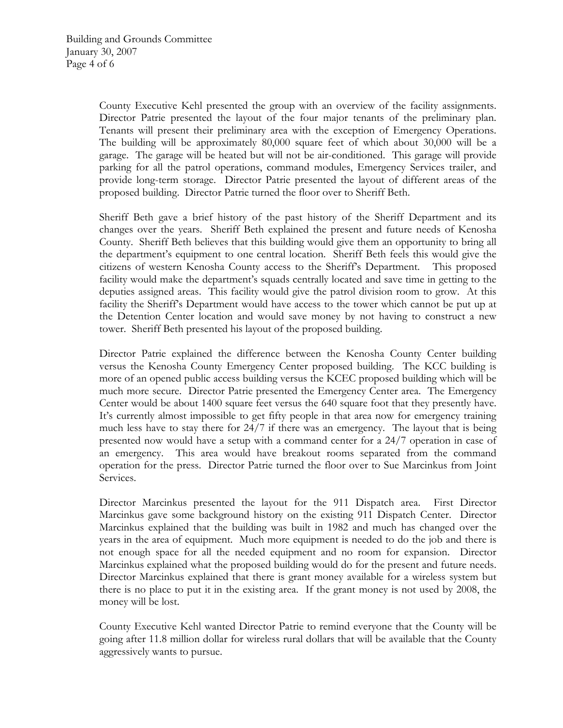County Executive Kehl presented the group with an overview of the facility assignments. Director Patrie presented the layout of the four major tenants of the preliminary plan. Tenants will present their preliminary area with the exception of Emergency Operations. The building will be approximately 80,000 square feet of which about 30,000 will be a garage. The garage will be heated but will not be air-conditioned. This garage will provide parking for all the patrol operations, command modules, Emergency Services trailer, and provide long-term storage. Director Patrie presented the layout of different areas of the proposed building. Director Patrie turned the floor over to Sheriff Beth.

Sheriff Beth gave a brief history of the past history of the Sheriff Department and its changes over the years. Sheriff Beth explained the present and future needs of Kenosha County. Sheriff Beth believes that this building would give them an opportunity to bring all the department's equipment to one central location. Sheriff Beth feels this would give the citizens of western Kenosha County access to the Sheriff's Department. This proposed facility would make the department's squads centrally located and save time in getting to the deputies assigned areas. This facility would give the patrol division room to grow. At this facility the Sheriff's Department would have access to the tower which cannot be put up at the Detention Center location and would save money by not having to construct a new tower. Sheriff Beth presented his layout of the proposed building.

Director Patrie explained the difference between the Kenosha County Center building versus the Kenosha County Emergency Center proposed building. The KCC building is more of an opened public access building versus the KCEC proposed building which will be much more secure. Director Patrie presented the Emergency Center area. The Emergency Center would be about 1400 square feet versus the 640 square foot that they presently have. It's currently almost impossible to get fifty people in that area now for emergency training much less have to stay there for 24/7 if there was an emergency. The layout that is being presented now would have a setup with a command center for a 24/7 operation in case of an emergency. This area would have breakout rooms separated from the command operation for the press. Director Patrie turned the floor over to Sue Marcinkus from Joint Services.

Director Marcinkus presented the layout for the 911 Dispatch area. First Director Marcinkus gave some background history on the existing 911 Dispatch Center. Director Marcinkus explained that the building was built in 1982 and much has changed over the years in the area of equipment. Much more equipment is needed to do the job and there is not enough space for all the needed equipment and no room for expansion. Director Marcinkus explained what the proposed building would do for the present and future needs. Director Marcinkus explained that there is grant money available for a wireless system but there is no place to put it in the existing area. If the grant money is not used by 2008, the money will be lost.

County Executive Kehl wanted Director Patrie to remind everyone that the County will be going after 11.8 million dollar for wireless rural dollars that will be available that the County aggressively wants to pursue.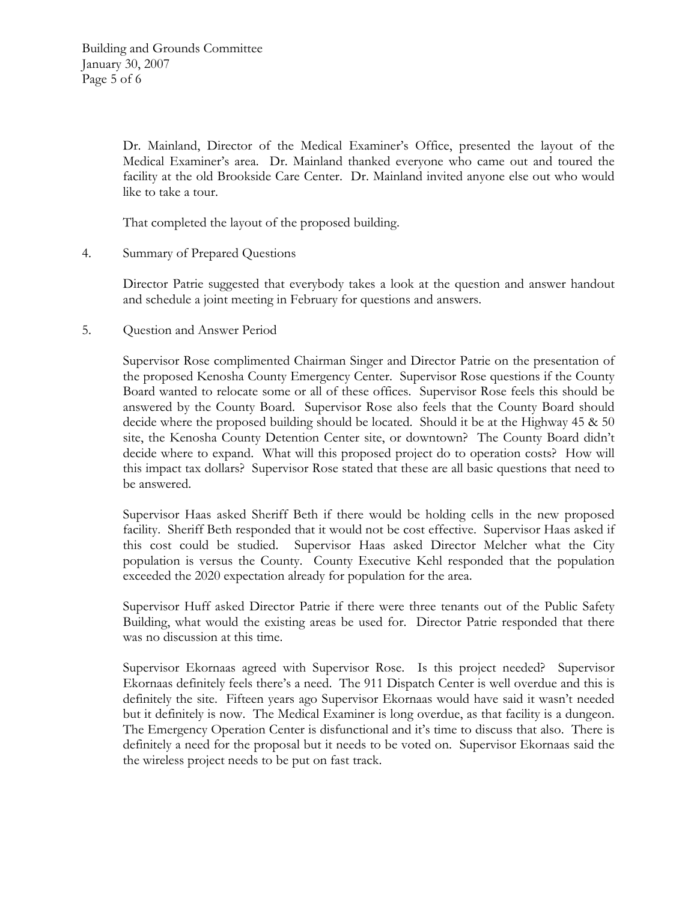Dr. Mainland, Director of the Medical Examiner's Office, presented the layout of the Medical Examiner's area. Dr. Mainland thanked everyone who came out and toured the facility at the old Brookside Care Center. Dr. Mainland invited anyone else out who would like to take a tour.

That completed the layout of the proposed building.

4. Summary of Prepared Questions

   Director Patrie suggested that everybody takes a look at the question and answer handout and schedule a joint meeting in February for questions and answers.

5. Question and Answer Period

   Supervisor Rose complimented Chairman Singer and Director Patrie on the presentation of the proposed Kenosha County Emergency Center. Supervisor Rose questions if the County Board wanted to relocate some or all of these offices. Supervisor Rose feels this should be answered by the County Board. Supervisor Rose also feels that the County Board should decide where the proposed building should be located. Should it be at the Highway 45 & 50 site, the Kenosha County Detention Center site, or downtown? The County Board didn't decide where to expand. What will this proposed project do to operation costs? How will this impact tax dollars? Supervisor Rose stated that these are all basic questions that need to be answered.

   Supervisor Haas asked Sheriff Beth if there would be holding cells in the new proposed facility. Sheriff Beth responded that it would not be cost effective. Supervisor Haas asked if this cost could be studied. Supervisor Haas asked Director Melcher what the City population is versus the County. County Executive Kehl responded that the population exceeded the 2020 expectation already for population for the area.

   Supervisor Huff asked Director Patrie if there were three tenants out of the Public Safety Building, what would the existing areas be used for. Director Patrie responded that there was no discussion at this time.

   Supervisor Ekornaas agreed with Supervisor Rose. Is this project needed? Supervisor Ekornaas definitely feels there's a need. The 911 Dispatch Center is well overdue and this is definitely the site. Fifteen years ago Supervisor Ekornaas would have said it wasn't needed but it definitely is now. The Medical Examiner is long overdue, as that facility is a dungeon. The Emergency Operation Center is disfunctional and it's time to discuss that also. There is definitely a need for the proposal but it needs to be voted on. Supervisor Ekornaas said the the wireless project needs to be put on fast track.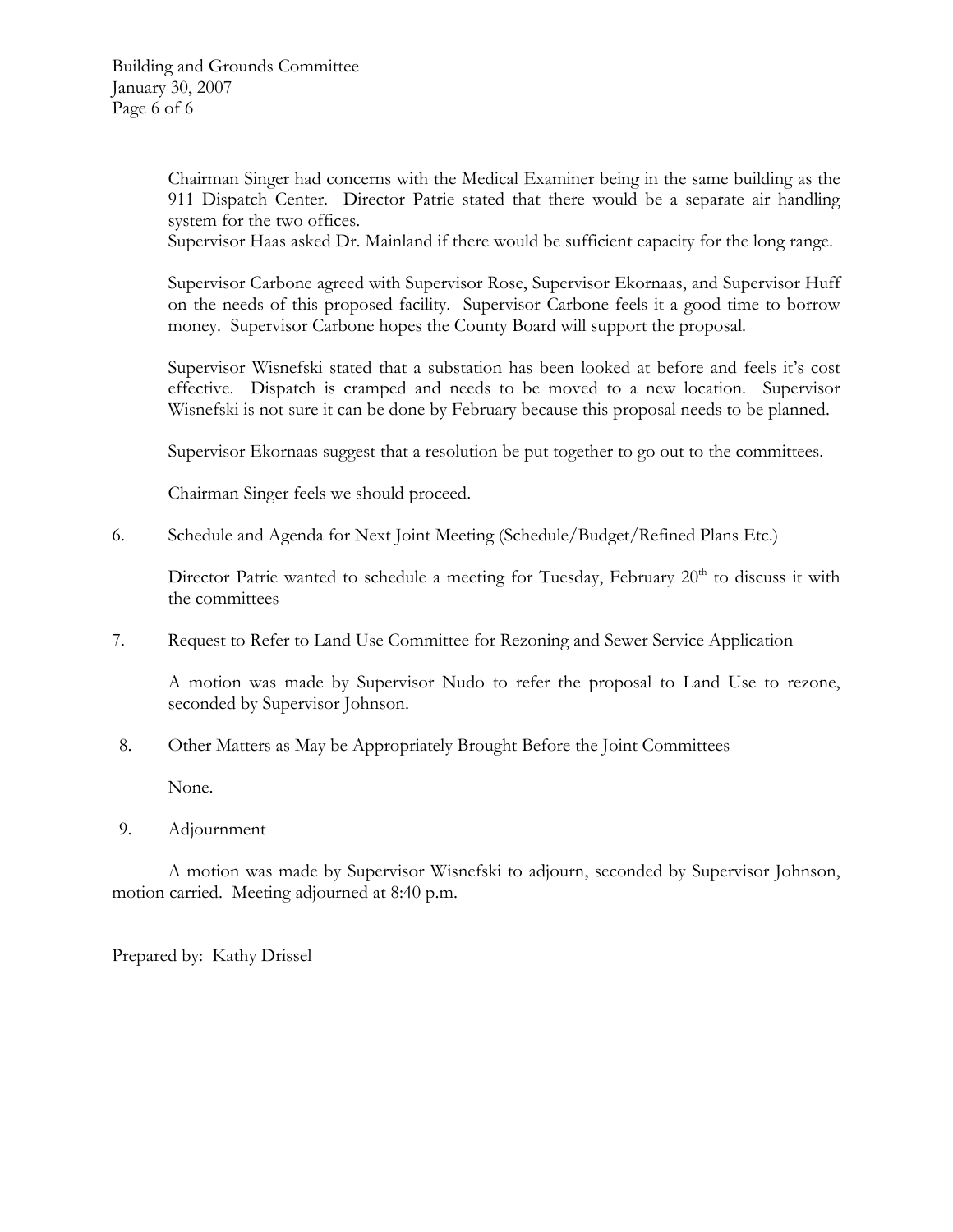Chairman Singer had concerns with the Medical Examiner being in the same building as the 911 Dispatch Center. Director Patrie stated that there would be a separate air handling system for the two offices.
Supervisor Haas asked Dr. Mainland if there would be sufficient capacity for the long range.

Supervisor Carbone agreed with Supervisor Rose, Supervisor Ekornaas, and Supervisor Huff on the needs of this proposed facility. Supervisor Carbone feels it a good time to borrow money. Supervisor Carbone hopes the County Board will support the proposal.

Supervisor Wisnefski stated that a substation has been looked at before and feels it's cost effective. Dispatch is cramped and needs to be moved to a new location. Supervisor Wisnefski is not sure it can be done by February because this proposal needs to be planned.

Supervisor Ekornaas suggest that a resolution be put together to go out to the committees.

Chairman Singer feels we should proceed.

6. Schedule and Agenda for Next Joint Meeting (Schedule/Budget/Refined Plans Etc.)

   Director Patrie wanted to schedule a meeting for Tuesday, February 20th to discuss it with the committees

7. Request to Refer to Land Use Committee for Rezoning and Sewer Service Application

   A motion was made by Supervisor Nudo to refer the proposal to Land Use to rezone, seconded by Supervisor Johnson.

8. Other Matters as May be Appropriately Brought Before the Joint Committees

   None.

9. Adjournment

A motion was made by Supervisor Wisnefski to adjourn, seconded by Supervisor Johnson, motion carried. Meeting adjourned at 8:40 p.m.

Prepared by: Kathy Drissel